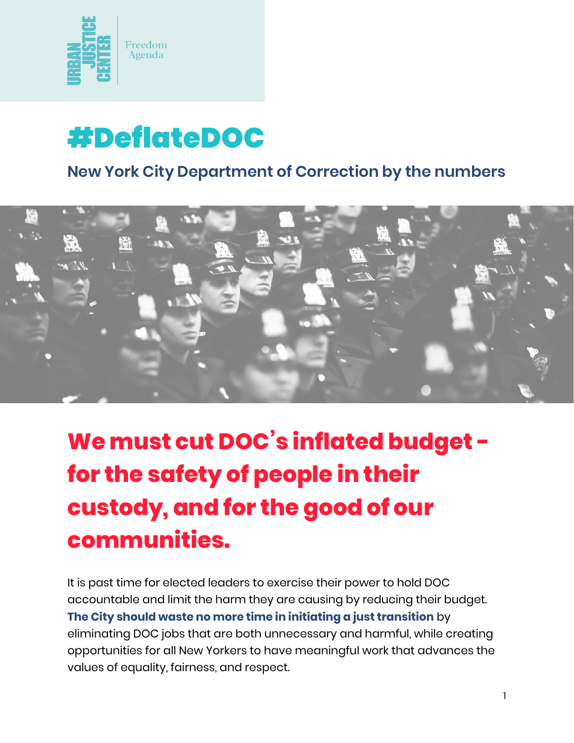URBAN JUSTICE CENTER | Freedom Agenda

# #DeflateDOC

## New York City Department of Correction by the numbers

## We must cut DOC's inflated budget - for the safety of people in their custody, and for the good of our communities.

It is past time for elected leaders to exercise their power to hold DOC accountable and limit the harm they are causing by reducing their budget. **The City should waste no more time in initiating a just transition** by eliminating DOC jobs that are both unnecessary and harmful, while creating opportunities for all New Yorkers to have meaningful work that advances the values of equality, fairness, and respect.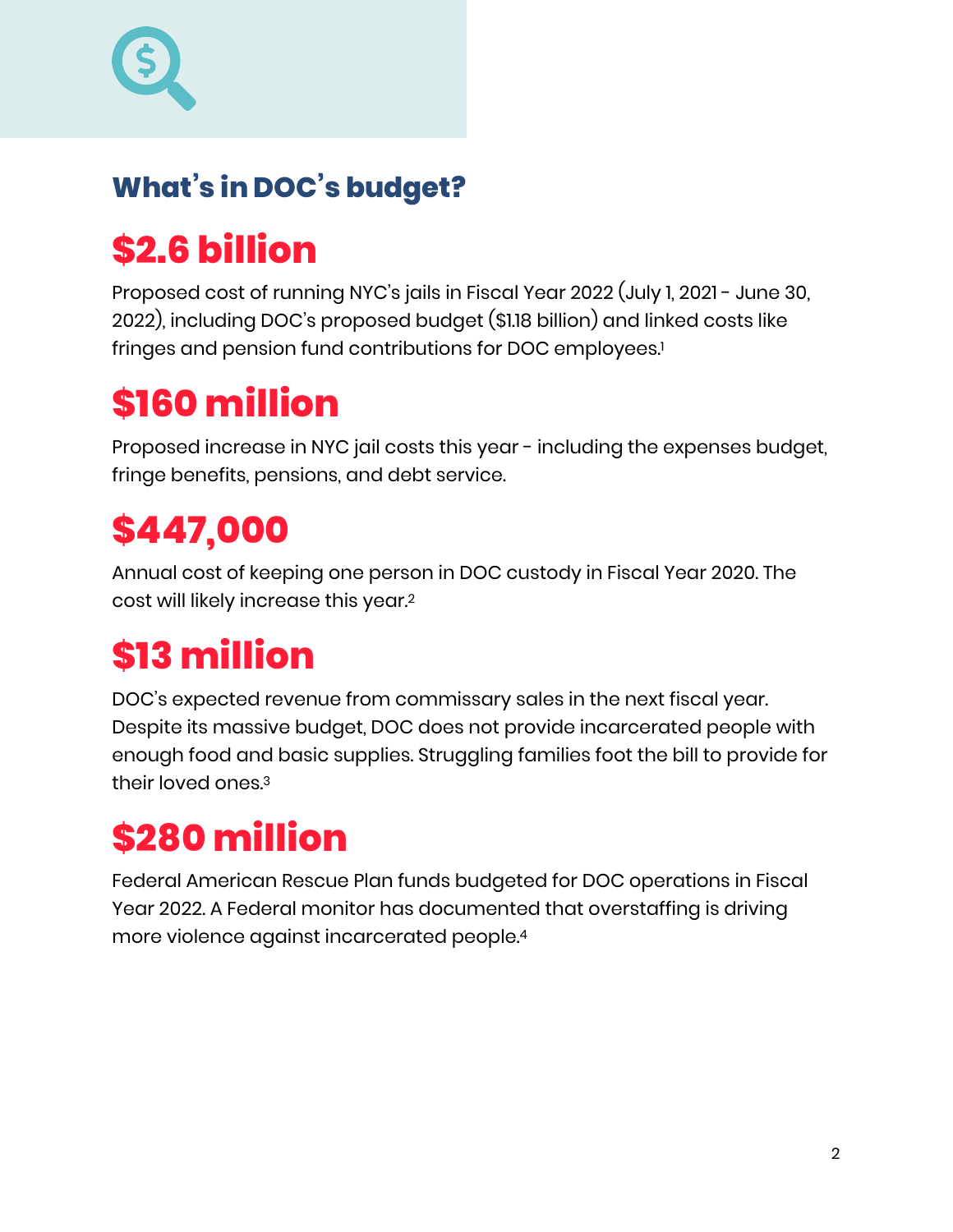## What's in DOC's budget?

# $2.6 billion

Proposed cost of running NYC's jails in Fiscal Year 2022 (July 1, 2021 - June 30, 2022), including DOC's proposed budget ($1.18 billion) and linked costs like fringes and pension fund contributions for DOC employees.[1]

# $160 million

Proposed increase in NYC jail costs this year - including the expenses budget, fringe benefits, pensions, and debt service.

# $447,000

Annual cost of keeping one person in DOC custody in Fiscal Year 2020. The cost will likely increase this year.[2]

# $13 million

DOC's expected revenue from commissary sales in the next fiscal year. Despite its massive budget, DOC does not provide incarcerated people with enough food and basic supplies. Struggling families foot the bill to provide for their loved ones.[3]

# $280 million

Federal American Rescue Plan funds budgeted for DOC operations in Fiscal Year 2022. A Federal monitor has documented that overstaffing is driving more violence against incarcerated people.[4]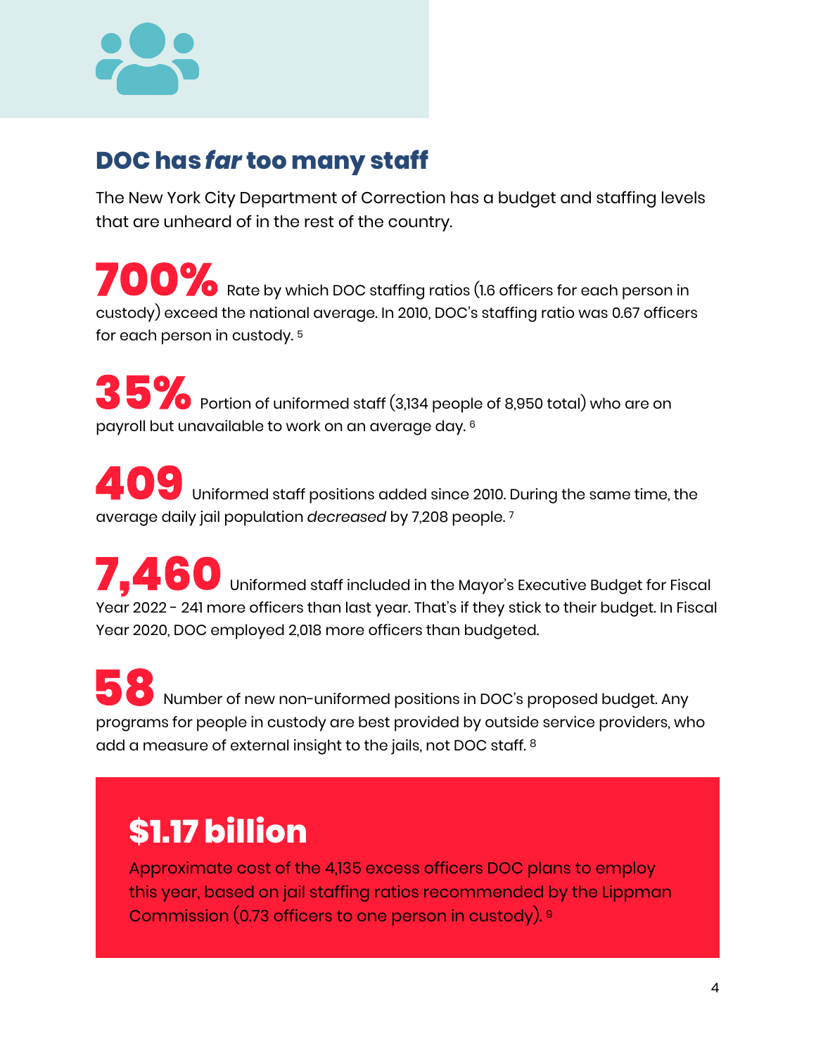## DOC has *far* too many staff

The New York City Department of Correction has a budget and staffing levels that are unheard of in the rest of the country.

**700%** Rate by which DOC staffing ratios (1.6 officers for each person in custody) exceed the national average. In 2010, DOC's staffing ratio was 0.67 officers for each person in custody. [5]

**35%** Portion of uniformed staff (3,134 people of 8,950 total) who are on payroll but unavailable to work on an average day. [6]

**409** Uniformed staff positions added since 2010. During the same time, the average daily jail population *decreased* by 7,208 people. [7]

**7,460** Uniformed staff included in the Mayor's Executive Budget for Fiscal Year 2022 - 241 more officers than last year. That's if they stick to their budget. In Fiscal Year 2020, DOC employed 2,018 more officers than budgeted.

**58** Number of new non-uniformed positions in DOC's proposed budget. Any programs for people in custody are best provided by outside service providers, who add a measure of external insight to the jails, not DOC staff. [8]

**$1.17 billion**

Approximate cost of the 4,135 excess officers DOC plans to employ this year, based on jail staffing ratios recommended by the Lippman Commission (0.73 officers to one person in custody). [9]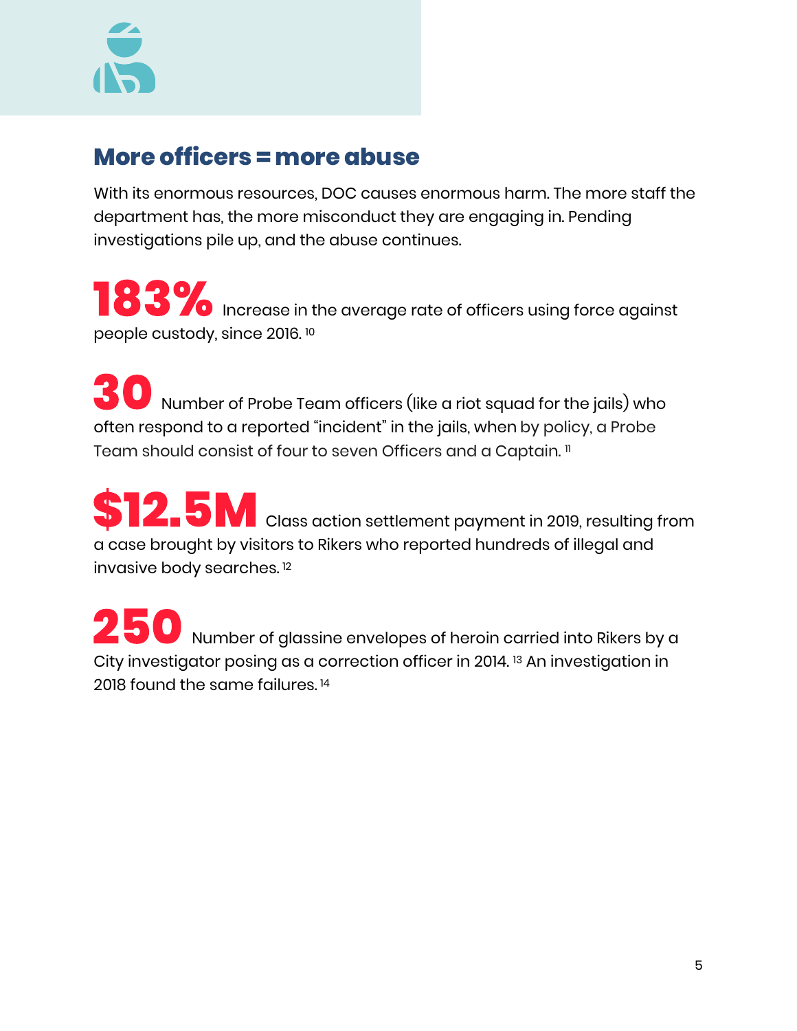## More officers = more abuse

With its enormous resources, DOC causes enormous harm. The more staff the department has, the more misconduct they are engaging in. Pending investigations pile up, and the abuse continues.

**183%** Increase in the average rate of officers using force against people custody, since 2016.[10]

**30** Number of Probe Team officers (like a riot squad for the jails) who often respond to a reported “incident” in the jails, when by policy, a Probe Team should consist of four to seven Officers and a Captain.[11]

**$12.5M** Class action settlement payment in 2019, resulting from a case brought by visitors to Rikers who reported hundreds of illegal and invasive body searches.[12]

**250** Number of glassine envelopes of heroin carried into Rikers by a City investigator posing as a correction officer in 2014.[13] An investigation in 2018 found the same failures.[14]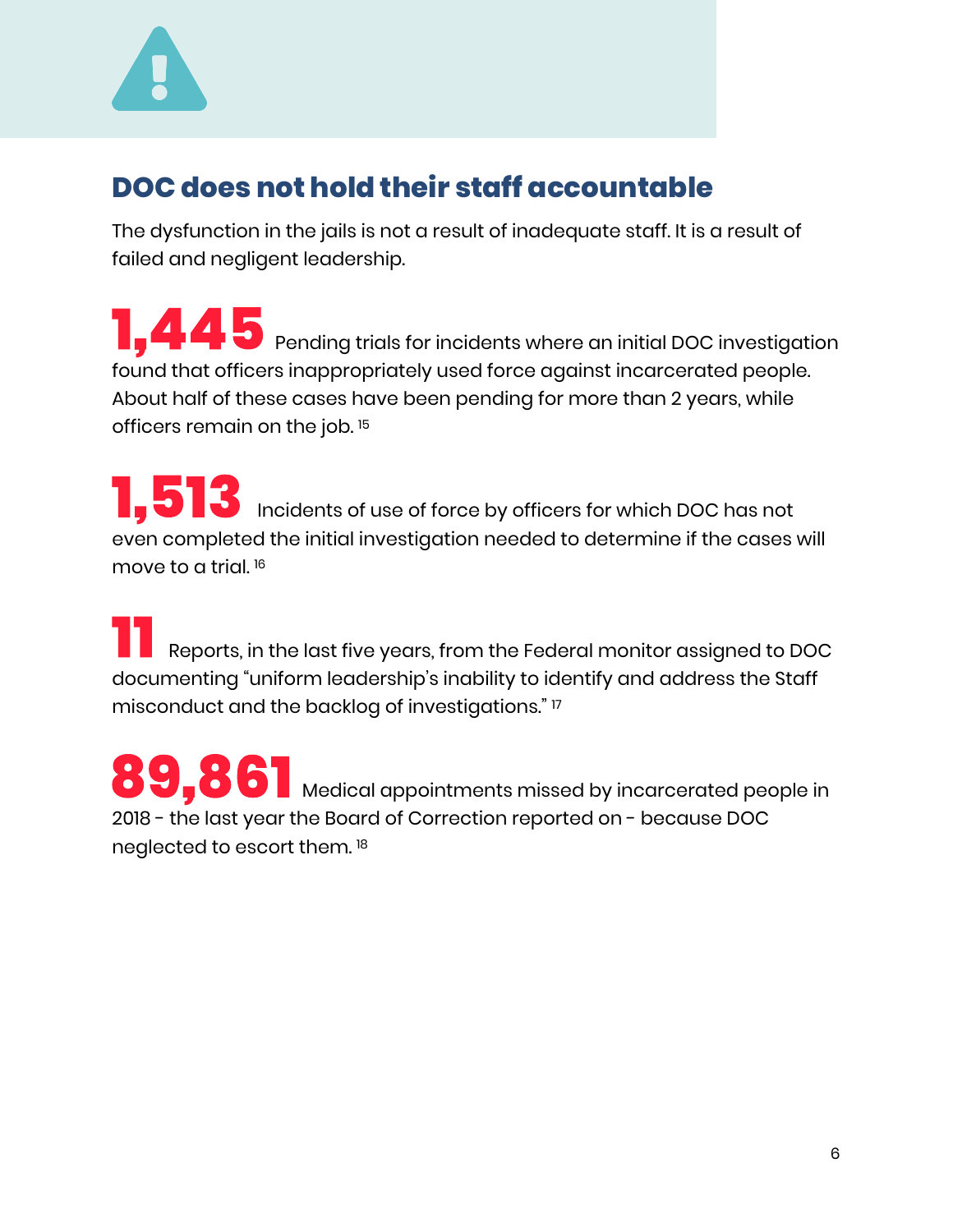## DOC does not hold their staff accountable

The dysfunction in the jails is not a result of inadequate staff. It is a result of failed and negligent leadership.

**1,445** Pending trials for incidents where an initial DOC investigation found that officers inappropriately used force against incarcerated people. About half of these cases have been pending for more than 2 years, while officers remain on the job. [15]

**1,513** Incidents of use of force by officers for which DOC has not even completed the initial investigation needed to determine if the cases will move to a trial. [16]

**11** Reports, in the last five years, from the Federal monitor assigned to DOC documenting "uniform leadership's inability to identify and address the Staff misconduct and the backlog of investigations." [17]

**89,861** Medical appointments missed by incarcerated people in 2018 - the last year the Board of Correction reported on - because DOC neglected to escort them. [18]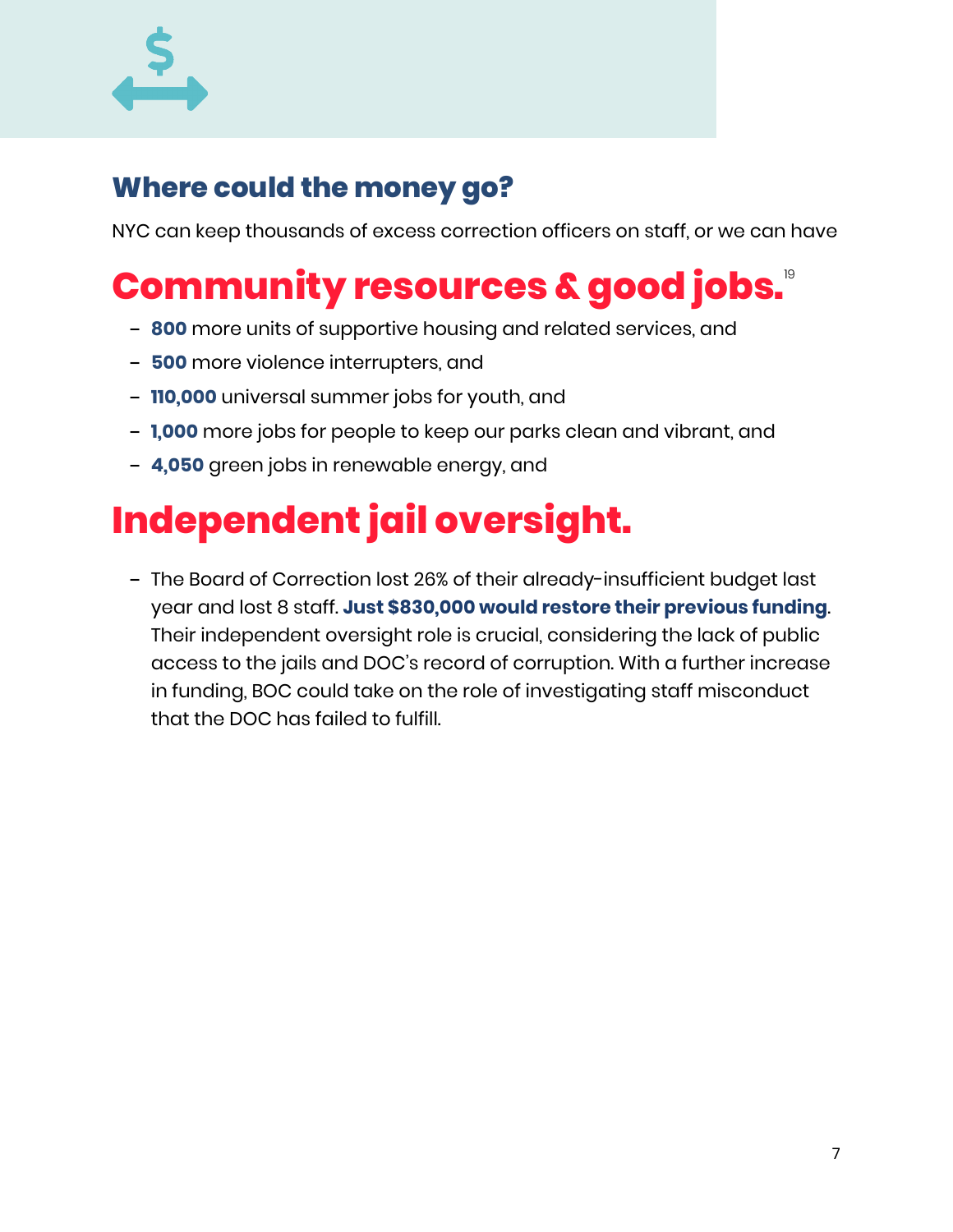## Where could the money go?

NYC can keep thousands of excess correction officers on staff, or we can have

# Community resources & good jobs.[19]

- **800** more units of supportive housing and related services, and
- **500** more violence interrupters, and
- **110,000** universal summer jobs for youth, and
- **1,000** more jobs for people to keep our parks clean and vibrant, and
- **4,050** green jobs in renewable energy, and

# Independent jail oversight.

- The Board of Correction lost 26% of their already-insufficient budget last year and lost 8 staff. **Just $830,000 would restore their previous funding**. Their independent oversight role is crucial, considering the lack of public access to the jails and DOC's record of corruption. With a further increase in funding, BOC could take on the role of investigating staff misconduct that the DOC has failed to fulfill.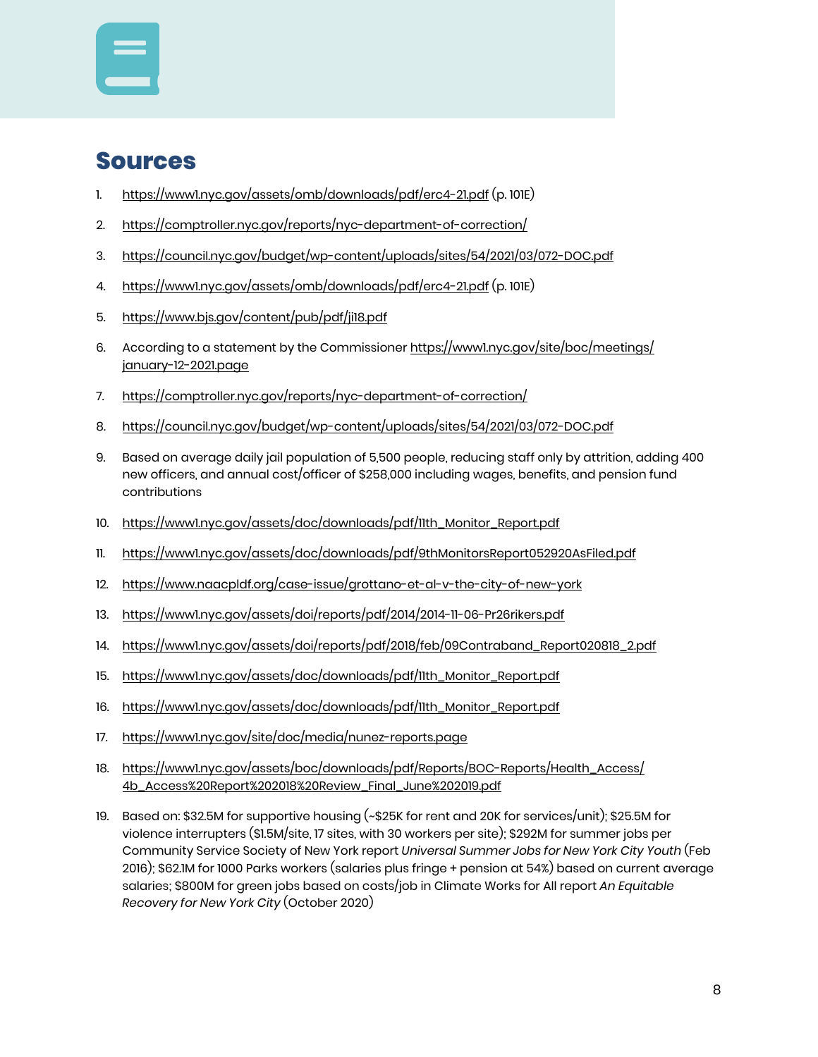## Sources

1. https://www1.nyc.gov/assets/omb/downloads/pdf/erc4-21.pdf (p. 101E)
2. https://comptroller.nyc.gov/reports/nyc-department-of-correction/
3. https://council.nyc.gov/budget/wp-content/uploads/sites/54/2021/03/072-DOC.pdf
4. https://www1.nyc.gov/assets/omb/downloads/pdf/erc4-21.pdf (p. 101E)
5. https://www.bjs.gov/content/pub/pdf/ji18.pdf
6. According to a statement by the Commissioner https://www1.nyc.gov/site/boc/meetings/january-12-2021.page
7. https://comptroller.nyc.gov/reports/nyc-department-of-correction/
8. https://council.nyc.gov/budget/wp-content/uploads/sites/54/2021/03/072-DOC.pdf
9. Based on average daily jail population of 5,500 people, reducing staff only by attrition, adding 400 new officers, and annual cost/officer of $258,000 including wages, benefits, and pension fund contributions
10. https://www1.nyc.gov/assets/doc/downloads/pdf/11th_Monitor_Report.pdf
11. https://www1.nyc.gov/assets/doc/downloads/pdf/9thMonitorsReport052920AsFiled.pdf
12. https://www.naacpldf.org/case-issue/grottano-et-al-v-the-city-of-new-york
13. https://www1.nyc.gov/assets/doi/reports/pdf/2014/2014-11-06-Pr26rikers.pdf
14. https://www1.nyc.gov/assets/doi/reports/pdf/2018/feb/09Contraband_Report020818_2.pdf
15. https://www1.nyc.gov/assets/doc/downloads/pdf/11th_Monitor_Report.pdf
16. https://www1.nyc.gov/assets/doc/downloads/pdf/11th_Monitor_Report.pdf
17. https://www1.nyc.gov/site/doc/media/nunez-reports.page
18. https://www1.nyc.gov/assets/boc/downloads/pdf/Reports/BOC-Reports/Health_Access/4b_Access%20Report%202018%20Review_Final_June%202019.pdf
19. Based on: $32.5M for supportive housing (~$25K for rent and 20K for services/unit); $25.5M for violence interrupters ($1.5M/site, 17 sites, with 30 workers per site); $292M for summer jobs per Community Service Society of New York report *Universal Summer Jobs for New York City Youth* (Feb 2016); $62.1M for 1000 Parks workers (salaries plus fringe + pension at 54%) based on current average salaries; $800M for green jobs based on costs/job in Climate Works for All report *An Equitable Recovery for New York City* (October 2020)